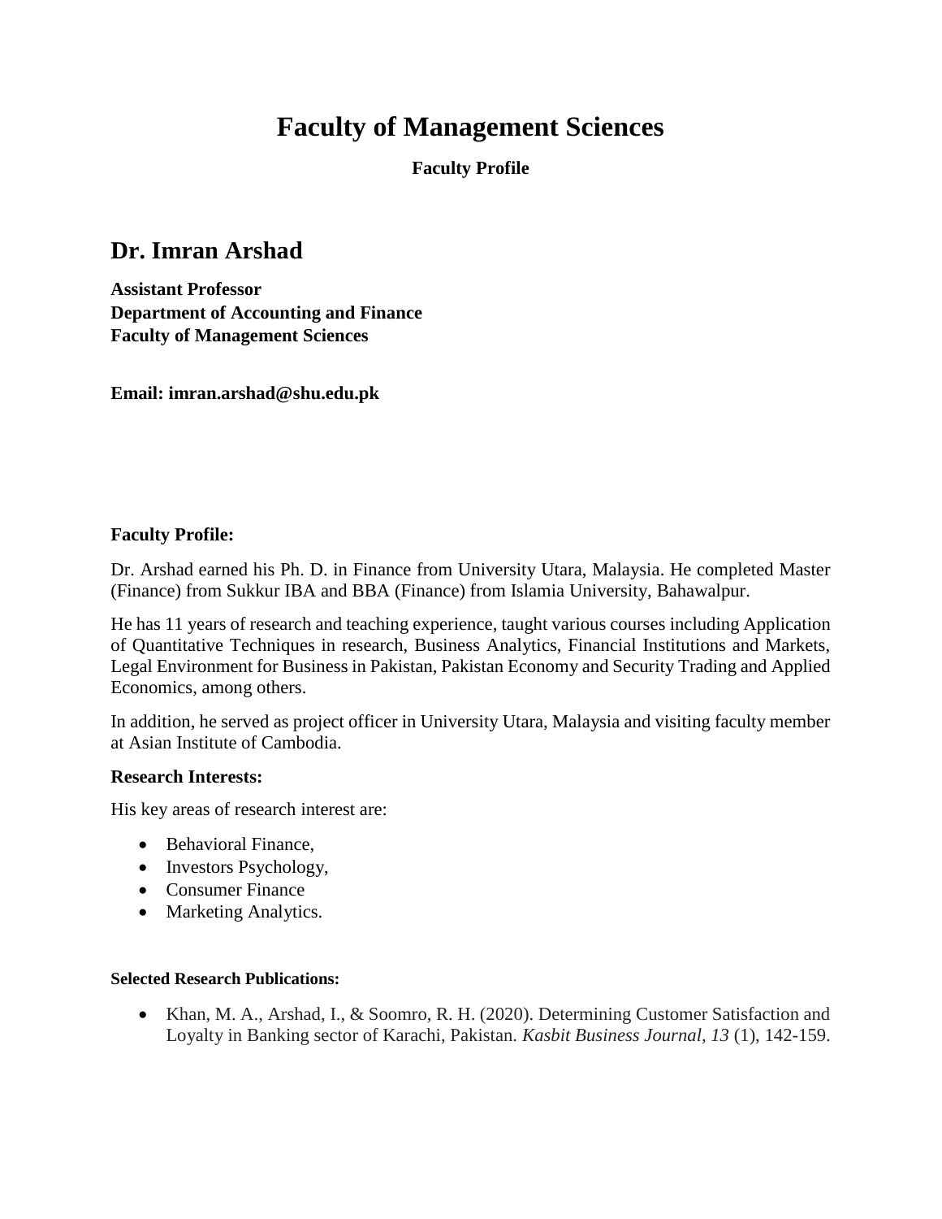# Faculty of Management Sciences

**Faculty Profile**

## Dr. Imran Arshad

**Assistant Professor**
**Department of Accounting and Finance**
**Faculty of Management Sciences**

**Email: imran.arshad@shu.edu.pk**

### Faculty Profile:

Dr. Arshad earned his Ph. D. in Finance from University Utara, Malaysia. He completed Master (Finance) from Sukkur IBA and BBA (Finance) from Islamia University, Bahawalpur.

He has 11 years of research and teaching experience, taught various courses including Application of Quantitative Techniques in research, Business Analytics, Financial Institutions and Markets, Legal Environment for Business in Pakistan, Pakistan Economy and Security Trading and Applied Economics, among others.

In addition, he served as project officer in University Utara, Malaysia and visiting faculty member at Asian Institute of Cambodia.

### Research Interests:

His key areas of research interest are:

- Behavioral Finance,
- Investors Psychology,
- Consumer Finance
- Marketing Analytics.

#### Selected Research Publications:

- Khan, M. A., Arshad, I., & Soomro, R. H. (2020). Determining Customer Satisfaction and Loyalty in Banking sector of Karachi, Pakistan. *Kasbit Business Journal, 13* (1), 142-159.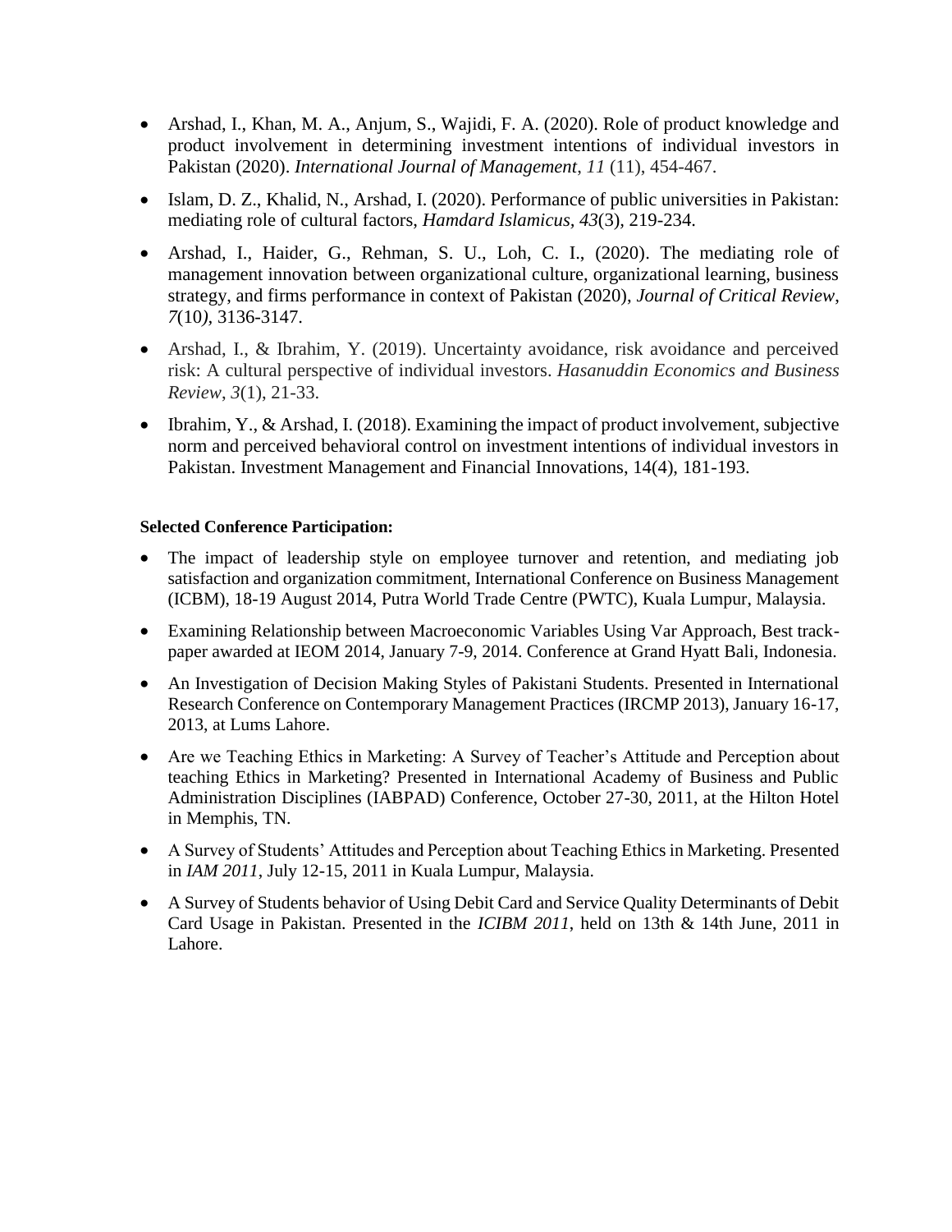- Arshad, I., Khan, M. A., Anjum, S., Wajidi, F. A. (2020). Role of product knowledge and product involvement in determining investment intentions of individual investors in Pakistan (2020). *International Journal of Management, 11* (11), 454-467.
- Islam, D. Z., Khalid, N., Arshad, I. (2020). Performance of public universities in Pakistan: mediating role of cultural factors, *Hamdard Islamicus, 43*(3), 219-234.
- Arshad, I., Haider, G., Rehman, S. U., Loh, C. I., (2020). The mediating role of management innovation between organizational culture, organizational learning, business strategy, and firms performance in context of Pakistan (2020), *Journal of Critical Review*, *7*(10*)*, 3136-3147.
- Arshad, I., & Ibrahim, Y. (2019). Uncertainty avoidance, risk avoidance and perceived risk: A cultural perspective of individual investors. *Hasanuddin Economics and Business Review*, *3*(1), 21-33.
- Ibrahim, Y., & Arshad, I. (2018). Examining the impact of product involvement, subjective norm and perceived behavioral control on investment intentions of individual investors in Pakistan. Investment Management and Financial Innovations, 14(4), 181-193.

**Selected Conference Participation:**

- The impact of leadership style on employee turnover and retention, and mediating job satisfaction and organization commitment, International Conference on Business Management (ICBM), 18-19 August 2014, Putra World Trade Centre (PWTC), Kuala Lumpur, Malaysia.
- Examining Relationship between Macroeconomic Variables Using Var Approach, Best track-paper awarded at IEOM 2014, January 7-9, 2014. Conference at Grand Hyatt Bali, Indonesia.
- An Investigation of Decision Making Styles of Pakistani Students. Presented in International Research Conference on Contemporary Management Practices (IRCMP 2013), January 16-17, 2013, at Lums Lahore.
- Are we Teaching Ethics in Marketing: A Survey of Teacher's Attitude and Perception about teaching Ethics in Marketing? Presented in International Academy of Business and Public Administration Disciplines (IABPAD) Conference, October 27-30, 2011, at the Hilton Hotel in Memphis, TN.
- A Survey of Students' Attitudes and Perception about Teaching Ethics in Marketing. Presented in *IAM 2011*, July 12-15, 2011 in Kuala Lumpur, Malaysia.
- A Survey of Students behavior of Using Debit Card and Service Quality Determinants of Debit Card Usage in Pakistan. Presented in the *ICIBM 2011*, held on 13th & 14th June, 2011 in Lahore.